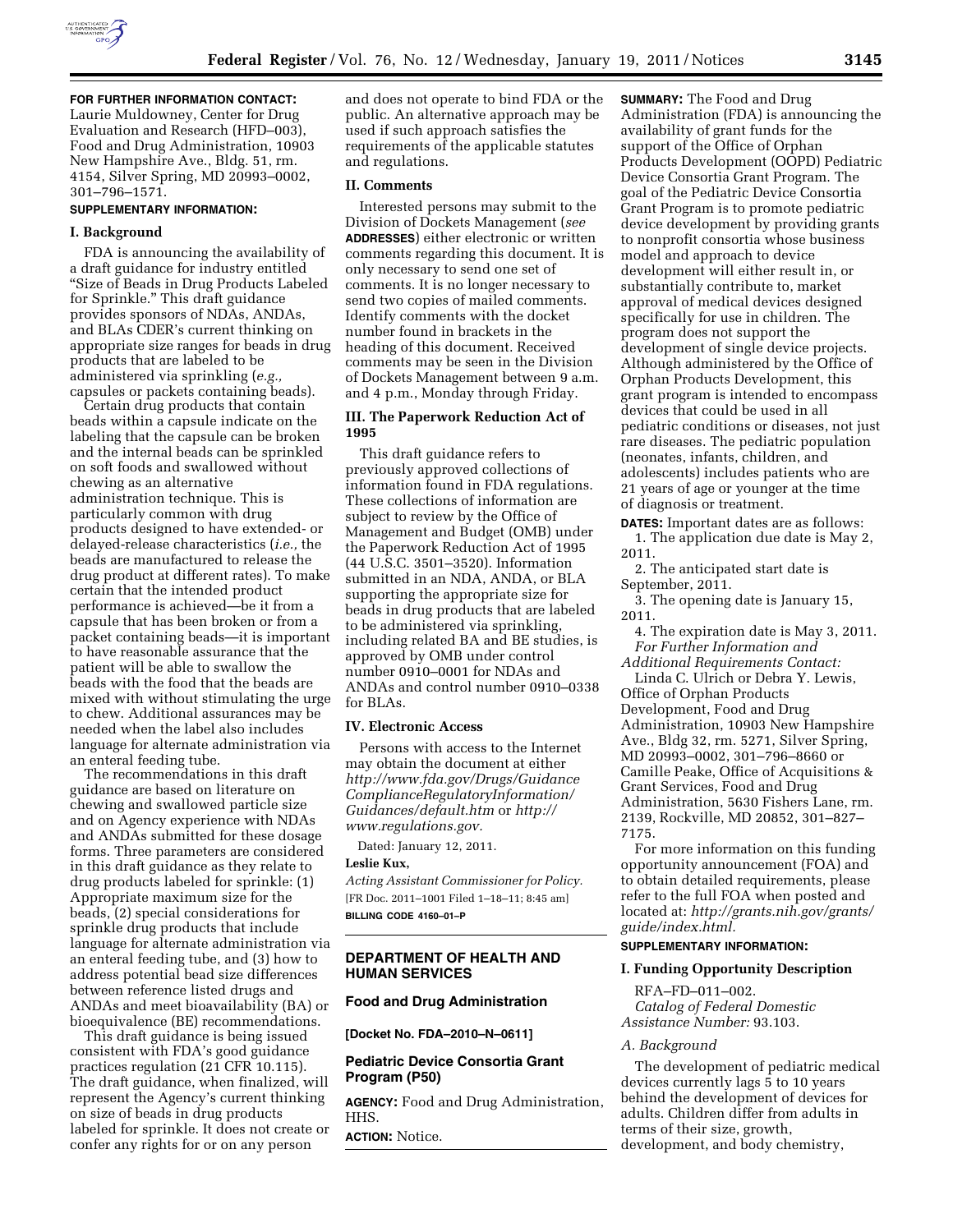**FOR FURTHER INFORMATION CONTACT:** Laurie Muldowney, Center for Drug Evaluation and Research (HFD–003), Food and Drug Administration, 10903 New Hampshire Ave., Bldg. 51, rm. 4154, Silver Spring, MD 20993–0002, 301–796–1571.

**SUPPLEMENTARY INFORMATION:**

**I. Background**

FDA is announcing the availability of a draft guidance for industry entitled "Size of Beads in Drug Products Labeled for Sprinkle." This draft guidance provides sponsors of NDAs, ANDAs, and BLAs CDER's current thinking on appropriate size ranges for beads in drug products that are labeled to be administered via sprinkling (*e.g.,* capsules or packets containing beads).

Certain drug products that contain beads within a capsule indicate on the labeling that the capsule can be broken and the internal beads can be sprinkled on soft foods and swallowed without chewing as an alternative administration technique. This is particularly common with drug products designed to have extended- or delayed-release characteristics (*i.e.,* the beads are manufactured to release the drug product at different rates). To make certain that the intended product performance is achieved—be it from a capsule that has been broken or from a packet containing beads—it is important to have reasonable assurance that the patient will be able to swallow the beads with the food that the beads are mixed with without stimulating the urge to chew. Additional assurances may be needed when the label also includes language for alternate administration via an enteral feeding tube.

The recommendations in this draft guidance are based on literature on chewing and swallowed particle size and on Agency experience with NDAs and ANDAs submitted for these dosage forms. Three parameters are considered in this draft guidance as they relate to drug products labeled for sprinkle: (1) Appropriate maximum size for the beads, (2) special considerations for sprinkle drug products that include language for alternate administration via an enteral feeding tube, and (3) how to address potential bead size differences between reference listed drugs and ANDAs and meet bioavailability (BA) or bioequivalence (BE) recommendations.

This draft guidance is being issued consistent with FDA's good guidance practices regulation (21 CFR 10.115). The draft guidance, when finalized, will represent the Agency's current thinking on size of beads in drug products labeled for sprinkle. It does not create or confer any rights for or on any person and does not operate to bind FDA or the public. An alternative approach may be used if such approach satisfies the requirements of the applicable statutes and regulations.

**II. Comments**

Interested persons may submit to the Division of Dockets Management (*see* **ADDRESSES**) either electronic or written comments regarding this document. It is only necessary to send one set of comments. It is no longer necessary to send two copies of mailed comments. Identify comments with the docket number found in brackets in the heading of this document. Received comments may be seen in the Division of Dockets Management between 9 a.m. and 4 p.m., Monday through Friday.

**III. The Paperwork Reduction Act of 1995**

This draft guidance refers to previously approved collections of information found in FDA regulations. These collections of information are subject to review by the Office of Management and Budget (OMB) under the Paperwork Reduction Act of 1995 (44 U.S.C. 3501–3520). Information submitted in an NDA, ANDA, or BLA supporting the appropriate size for beads in drug products that are labeled to be administered via sprinkling, including related BA and BE studies, is approved by OMB under control number 0910–0001 for NDAs and ANDAs and control number 0910–0338 for BLAs.

**IV. Electronic Access**

Persons with access to the Internet may obtain the document at either *http://www.fda.gov/Drugs/GuidanceComplianceRegulatoryInformation/Guidances/default.htm* or *http://www.regulations.gov.*

Dated: January 12, 2011.

**Leslie Kux,**

*Acting Assistant Commissioner for Policy.*

[FR Doc. 2011–1001 Filed 1–18–11; 8:45 am]

**BILLING CODE 4160–01–P**

## DEPARTMENT OF HEALTH AND HUMAN SERVICES

### Food and Drug Administration

**[Docket No. FDA–2010–N–0611]**

### Pediatric Device Consortia Grant Program (P50)

**AGENCY:** Food and Drug Administration, HHS.

**ACTION:** Notice.

**SUMMARY:** The Food and Drug Administration (FDA) is announcing the availability of grant funds for the support of the Office of Orphan Products Development (OOPD) Pediatric Device Consortia Grant Program. The goal of the Pediatric Device Consortia Grant Program is to promote pediatric device development by providing grants to nonprofit consortia whose business model and approach to device development will either result in, or substantially contribute to, market approval of medical devices designed specifically for use in children. The program does not support the development of single device projects. Although administered by the Office of Orphan Products Development, this grant program is intended to encompass devices that could be used in all pediatric conditions or diseases, not just rare diseases. The pediatric population (neonates, infants, children, and adolescents) includes patients who are 21 years of age or younger at the time of diagnosis or treatment.

**DATES:** Important dates are as follows:

1. The application due date is May 2, 2011.
2. The anticipated start date is September, 2011.
3. The opening date is January 15, 2011.
4. The expiration date is May 3, 2011.

*For Further Information and Additional Requirements Contact:*

Linda C. Ulrich or Debra Y. Lewis, Office of Orphan Products Development, Food and Drug Administration, 10903 New Hampshire Ave., Bldg 32, rm. 5271, Silver Spring, MD 20993–0002, 301–796–8660 or Camille Peake, Office of Acquisitions & Grant Services, Food and Drug Administration, 5630 Fishers Lane, rm. 2139, Rockville, MD 20852, 301–827–7175.

For more information on this funding opportunity announcement (FOA) and to obtain detailed requirements, please refer to the full FOA when posted and located at: *http://grants.nih.gov/grants/guide/index.html.*

**SUPPLEMENTARY INFORMATION:**

**I. Funding Opportunity Description**

RFA–FD–011–002.

*Catalog of Federal Domestic Assistance Number:* 93.103.

*A. Background*

The development of pediatric medical devices currently lags 5 to 10 years behind the development of devices for adults. Children differ from adults in terms of their size, growth, development, and body chemistry,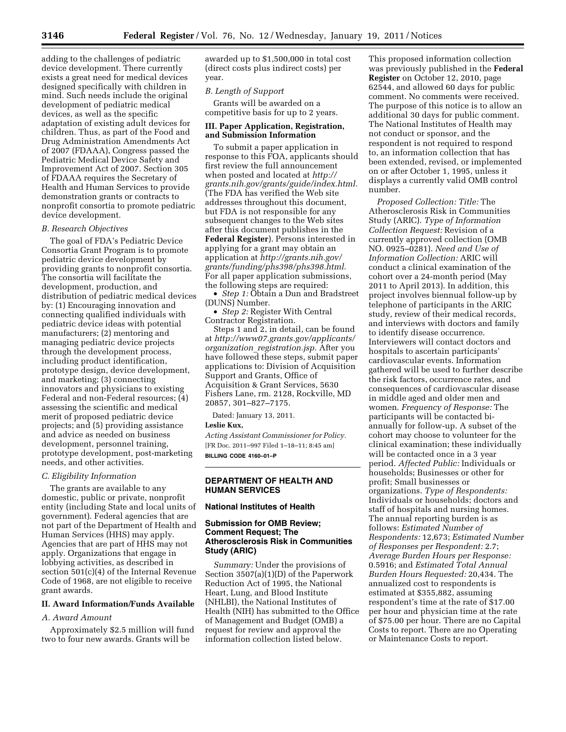adding to the challenges of pediatric device development. There currently exists a great need for medical devices designed specifically with children in mind. Such needs include the original development of pediatric medical devices, as well as the specific adaptation of existing adult devices for children. Thus, as part of the Food and Drug Administration Amendments Act of 2007 (FDAAA), Congress passed the Pediatric Medical Device Safety and Improvement Act of 2007. Section 305 of FDAAA requires the Secretary of Health and Human Services to provide demonstration grants or contracts to nonprofit consortia to promote pediatric device development.

### *B. Research Objectives*

The goal of FDA's Pediatric Device Consortia Grant Program is to promote pediatric device development by providing grants to nonprofit consortia. The consortia will facilitate the development, production, and distribution of pediatric medical devices by: (1) Encouraging innovation and connecting qualified individuals with pediatric device ideas with potential manufacturers; (2) mentoring and managing pediatric device projects through the development process, including product identification, prototype design, device development, and marketing; (3) connecting innovators and physicians to existing Federal and non-Federal resources; (4) assessing the scientific and medical merit of proposed pediatric device projects; and (5) providing assistance and advice as needed on business development, personnel training, prototype development, post-marketing needs, and other activities.

### *C. Eligibility Information*

The grants are available to any domestic, public or private, nonprofit entity (including State and local units of government). Federal agencies that are not part of the Department of Health and Human Services (HHS) may apply. Agencies that are part of HHS may not apply. Organizations that engage in lobbying activities, as described in section 501(c)(4) of the Internal Revenue Code of 1968, are not eligible to receive grant awards.

## II. Award Information/Funds Available

### *A. Award Amount*

Approximately $2.5 million will fund two to four new awards. Grants will be awarded up to $1,500,000 in total cost (direct costs plus indirect costs) per year.

### *B. Length of Support*

Grants will be awarded on a competitive basis for up to 2 years.

## III. Paper Application, Registration, and Submission Information

To submit a paper application in response to this FOA, applicants should first review the full announcement when posted and located at *http://grants.nih.gov/grants/guide/index.html.* (The FDA has verified the Web site addresses throughout this document, but FDA is not responsible for any subsequent changes to the Web sites after this document publishes in the **Federal Register**). Persons interested in applying for a grant may obtain an application at *http://grants.nih.gov/grants/funding/phs398/phs398.html.* For all paper application submissions, the following steps are required:

- *Step 1:* Obtain a Dun and Bradstreet (DUNS) Number.
- *Step 2:* Register With Central Contractor Registration.

Steps 1 and 2, in detail, can be found at *http://www07.grants.gov/applicants/organization_registration.jsp.* After you have followed these steps, submit paper applications to: Division of Acquisition Support and Grants, Office of Acquisition & Grant Services, 5630 Fishers Lane, rm. 2128, Rockville, MD 20857, 301–827–7175.

Dated: January 13, 2011.

**Leslie Kux,**

*Acting Assistant Commissioner for Policy.*

[FR Doc. 2011–997 Filed 1–18–11; 8:45 am]

**BILLING CODE 4160–01–P**

---

## DEPARTMENT OF HEALTH AND HUMAN SERVICES

### National Institutes of Health

### Submission for OMB Review; Comment Request; The Atherosclerosis Risk in Communities Study (ARIC)

*Summary:* Under the provisions of Section 3507(a)(1)(D) of the Paperwork Reduction Act of 1995, the National Heart, Lung, and Blood Institute (NHLBI), the National Institutes of Health (NIH) has submitted to the Office of Management and Budget (OMB) a request for review and approval the information collection listed below. This proposed information collection was previously published in the **Federal Register** on October 12, 2010, page 62544, and allowed 60 days for public comment. No comments were received. The purpose of this notice is to allow an additional 30 days for public comment. The National Institutes of Health may not conduct or sponsor, and the respondent is not required to respond to, an information collection that has been extended, revised, or implemented on or after October 1, 1995, unless it displays a currently valid OMB control number.

*Proposed Collection: Title:* The Atherosclerosis Risk in Communities Study (ARIC). *Type of Information Collection Request:* Revision of a currently approved collection (OMB NO. 0925–0281). *Need and Use of Information Collection:* ARIC will conduct a clinical examination of the cohort over a 24-month period (May 2011 to April 2013). In addition, this project involves biennual follow-up by telephone of participants in the ARIC study, review of their medical records, and interviews with doctors and family to identify disease occurrence. Interviewers will contact doctors and hospitals to ascertain participants' cardiovascular events. Information gathered will be used to further describe the risk factors, occurrence rates, and consequences of cardiovascular disease in middle aged and older men and women. *Frequency of Response:* The participants will be contacted bi-annually for follow-up. A subset of the cohort may choose to volunteer for the clinical examination; these individually will be contacted once in a 3 year period. *Affected Public:* Individuals or households; Businesses or other for profit; Small businesses or organizations. *Type of Respondents:* Individuals or households; doctors and staff of hospitals and nursing homes. The annual reporting burden is as follows: *Estimated Number of Respondents:* 12,673; *Estimated Number of Responses per Respondent:* 2.7; *Average Burden Hours per Response:* 0.5916; and *Estimated Total Annual Burden Hours Requested:* 20,434. The annualized cost to respondents is estimated at $355,882, assuming respondent's time at the rate of $17.00 per hour and physician time at the rate of $75.00 per hour. There are no Capital Costs to report. There are no Operating or Maintenance Costs to report.